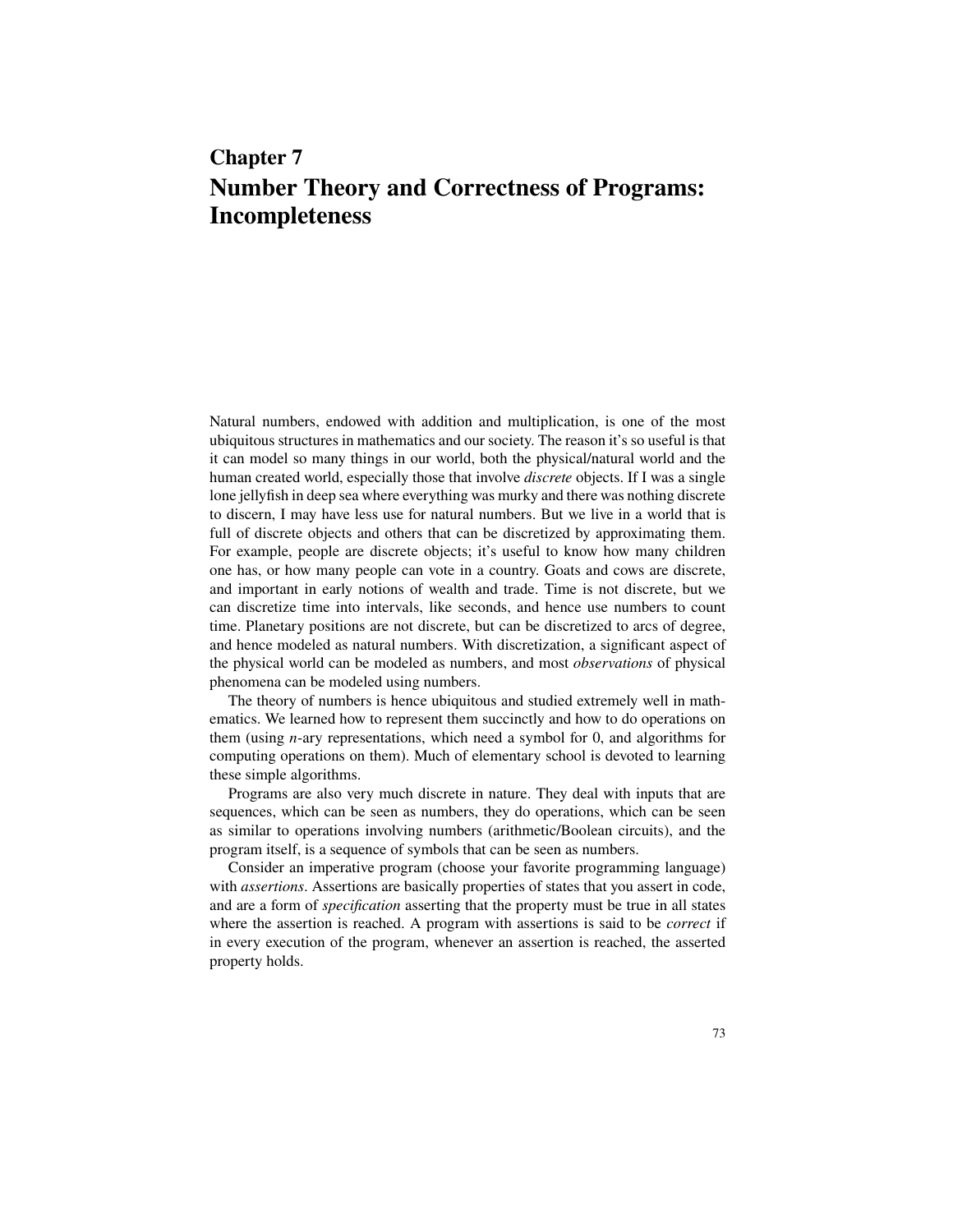# Chapter 7
# Number Theory and Correctness of Programs: Incompleteness

Natural numbers, endowed with addition and multiplication, is one of the most ubiquitous structures in mathematics and our society. The reason it's so useful is that it can model so many things in our world, both the physical/natural world and the human created world, especially those that involve *discrete* objects. If I was a single lone jellyfish in deep sea where everything was murky and there was nothing discrete to discern, I may have less use for natural numbers. But we live in a world that is full of discrete objects and others that can be discretized by approximating them. For example, people are discrete objects; it's useful to know how many children one has, or how many people can vote in a country. Goats and cows are discrete, and important in early notions of wealth and trade. Time is not discrete, but we can discretize time into intervals, like seconds, and hence use numbers to count time. Planetary positions are not discrete, but can be discretized to arcs of degree, and hence modeled as natural numbers. With discretization, a significant aspect of the physical world can be modeled as numbers, and most *observations* of physical phenomena can be modeled using numbers.

The theory of numbers is hence ubiquitous and studied extremely well in mathematics. We learned how to represent them succinctly and how to do operations on them (using $n$-ary representations, which need a symbol for 0, and algorithms for computing operations on them). Much of elementary school is devoted to learning these simple algorithms.

Programs are also very much discrete in nature. They deal with inputs that are sequences, which can be seen as numbers, they do operations, which can be seen as similar to operations involving numbers (arithmetic/Boolean circuits), and the program itself, is a sequence of symbols that can be seen as numbers.

Consider an imperative program (choose your favorite programming language) with *assertions*. Assertions are basically properties of states that you assert in code, and are a form of *specification* asserting that the property must be true in all states where the assertion is reached. A program with assertions is said to be *correct* if in every execution of the program, whenever an assertion is reached, the asserted property holds.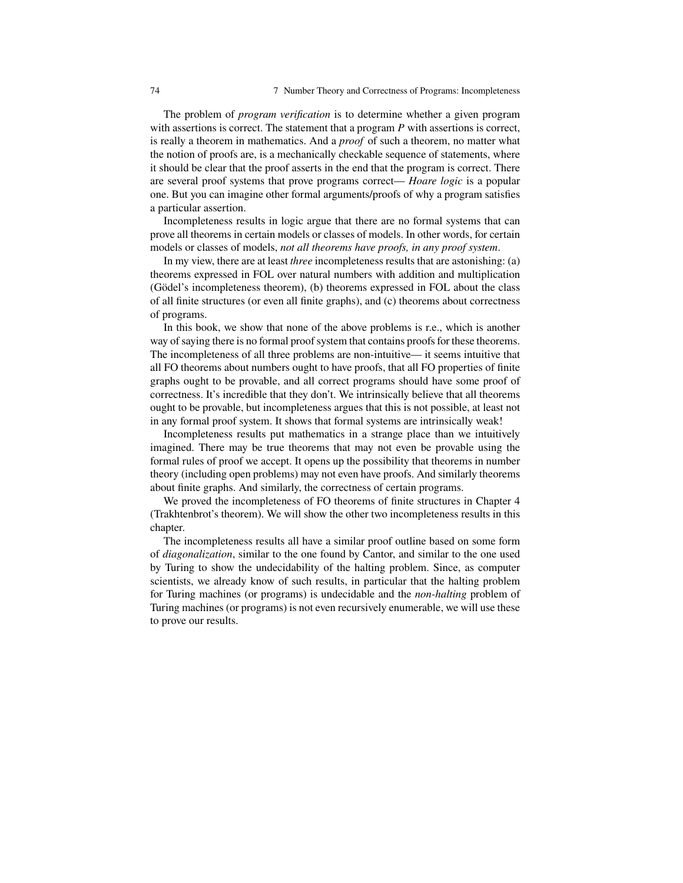The problem of *program verification* is to determine whether a given program with assertions is correct. The statement that a program *P* with assertions is correct, is really a theorem in mathematics. And a *proof* of such a theorem, no matter what the notion of proofs are, is a mechanically checkable sequence of statements, where it should be clear that the proof asserts in the end that the program is correct. There are several proof systems that prove programs correct— *Hoare logic* is a popular one. But you can imagine other formal arguments/proofs of why a program satisfies a particular assertion.

Incompleteness results in logic argue that there are no formal systems that can prove all theorems in certain models or classes of models. In other words, for certain models or classes of models, *not all theorems have proofs, in any proof system*.

In my view, there are at least *three* incompleteness results that are astonishing: (a) theorems expressed in FOL over natural numbers with addition and multiplication (Gödel's incompleteness theorem), (b) theorems expressed in FOL about the class of all finite structures (or even all finite graphs), and (c) theorems about correctness of programs.

In this book, we show that none of the above problems is r.e., which is another way of saying there is no formal proof system that contains proofs for these theorems. The incompleteness of all three problems are non-intuitive— it seems intuitive that all FO theorems about numbers ought to have proofs, that all FO properties of finite graphs ought to be provable, and all correct programs should have some proof of correctness. It's incredible that they don't. We intrinsically believe that all theorems ought to be provable, but incompleteness argues that this is not possible, at least not in any formal proof system. It shows that formal systems are intrinsically weak!

Incompleteness results put mathematics in a strange place than we intuitively imagined. There may be true theorems that may not even be provable using the formal rules of proof we accept. It opens up the possibility that theorems in number theory (including open problems) may not even have proofs. And similarly theorems about finite graphs. And similarly, the correctness of certain programs.

We proved the incompleteness of FO theorems of finite structures in Chapter 4 (Trakhtenbrot's theorem). We will show the other two incompleteness results in this chapter.

The incompleteness results all have a similar proof outline based on some form of *diagonalization*, similar to the one found by Cantor, and similar to the one used by Turing to show the undecidability of the halting problem. Since, as computer scientists, we already know of such results, in particular that the halting problem for Turing machines (or programs) is undecidable and the *non-halting* problem of Turing machines (or programs) is not even recursively enumerable, we will use these to prove our results.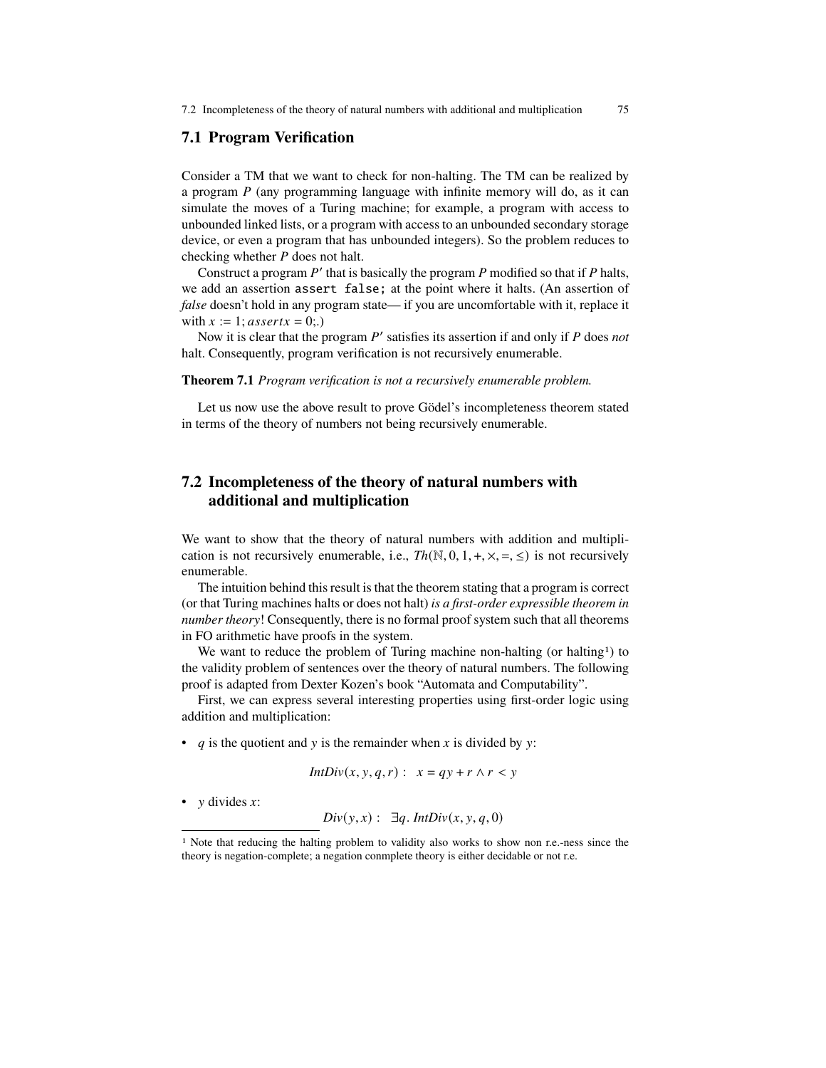## 7.1 Program Verification

Consider a TM that we want to check for non-halting. The TM can be realized by a program $P$ (any programming language with infinite memory will do, as it can simulate the moves of a Turing machine; for example, a program with access to unbounded linked lists, or a program with access to an unbounded secondary storage device, or even a program that has unbounded integers). So the problem reduces to checking whether $P$ does not halt.

Construct a program $P'$ that is basically the program $P$ modified so that if $P$ halts, we add an assertion `assert false;` at the point where it halts. (An assertion of *false* doesn't hold in any program state— if you are uncomfortable with it, replace it with $x := 1; assertx = 0;$.)

Now it is clear that the program $P'$ satisfies its assertion if and only if $P$ does *not* halt. Consequently, program verification is not recursively enumerable.

**Theorem 7.1** *Program verification is not a recursively enumerable problem.*

Let us now use the above result to prove Gödel's incompleteness theorem stated in terms of the theory of numbers not being recursively enumerable.

## 7.2 Incompleteness of the theory of natural numbers with additional and multiplication

We want to show that the theory of natural numbers with addition and multiplication is not recursively enumerable, i.e., $Th(\mathbb{N}, 0, 1, +, \times, =, \leq)$ is not recursively enumerable.

The intuition behind this result is that the theorem stating that a program is correct (or that Turing machines halts or does not halt) *is a first-order expressible theorem in number theory*! Consequently, there is no formal proof system such that all theorems in FO arithmetic have proofs in the system.

We want to reduce the problem of Turing machine non-halting (or halting[1]) to the validity problem of sentences over the theory of natural numbers. The following proof is adapted from Dexter Kozen's book "Automata and Computability".

First, we can express several interesting properties using first-order logic using addition and multiplication:

- $q$ is the quotient and $y$ is the remainder when $x$ is divided by $y$:

$$IntDiv(x, y, q, r) : \quad x = qy + r \wedge r < y$$

- $y$ divides $x$:

$$Div(y, x) : \quad \exists q.\ IntDiv(x, y, q, 0)$$

[1] Note that reducing the halting problem to validity also works to show non r.e.-ness since the theory is negation-complete; a negation conmplete theory is either decidable or not r.e.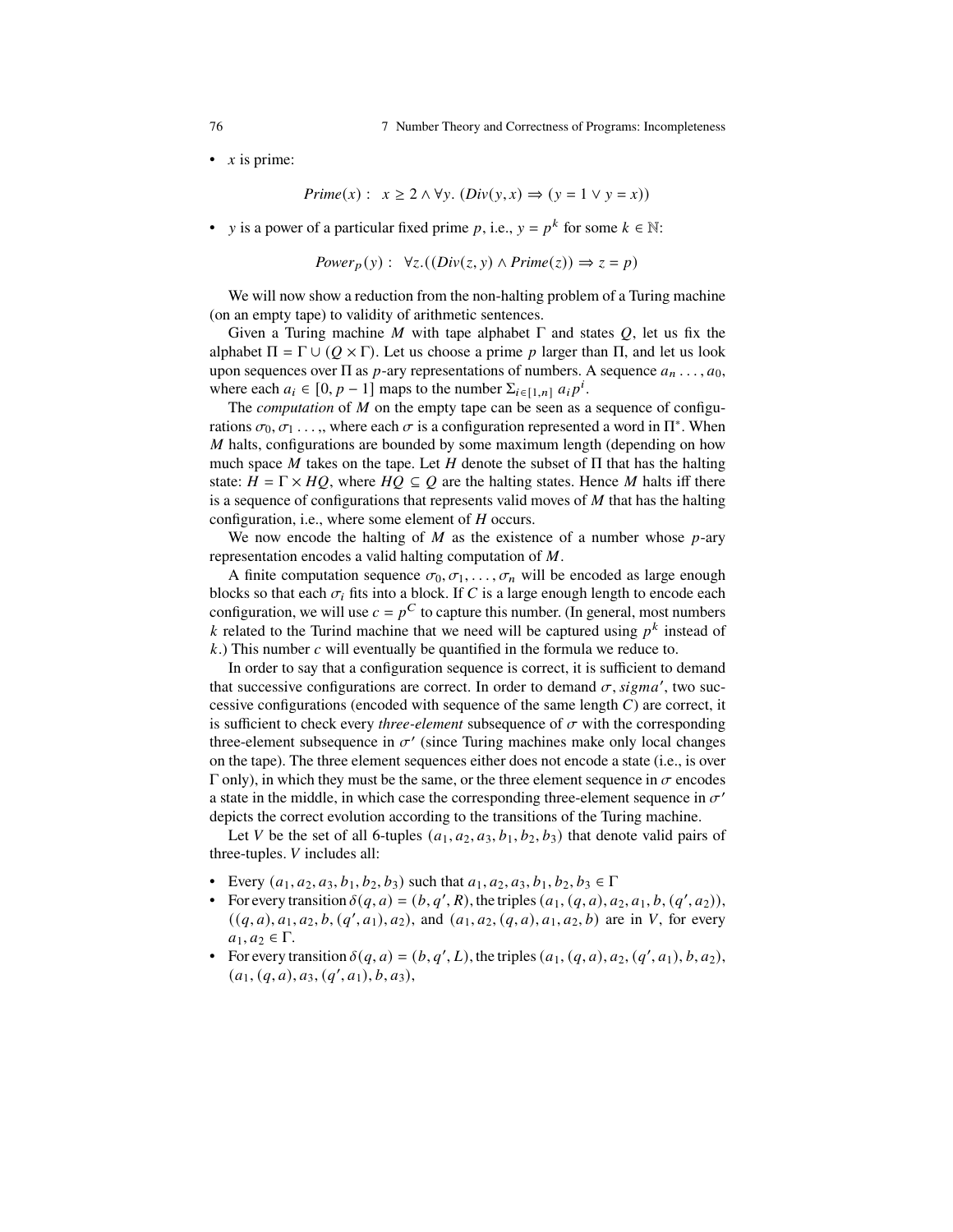- $x$ is prime:

$$Prime(x): \;\; x \geq 2 \wedge \forall y.\; (Div(y, x) \Rightarrow (y = 1 \vee y = x))$$

- $y$ is a power of a particular fixed prime $p$, i.e., $y = p^k$ for some $k \in \mathbb{N}$:

$$Power_p(y): \;\; \forall z.((Div(z, y) \wedge Prime(z)) \Rightarrow z = p)$$

We will now show a reduction from the non-halting problem of a Turing machine (on an empty tape) to validity of arithmetic sentences.

Given a Turing machine $M$ with tape alphabet $\Gamma$ and states $Q$, let us fix the alphabet $\Pi = \Gamma \cup (Q \times \Gamma)$. Let us choose a prime $p$ larger than $\Pi$, and let us look upon sequences over $\Pi$ as $p$-ary representations of numbers. A sequence $a_n \ldots, a_0$, where each $a_i \in [0, p-1]$ maps to the number $\Sigma_{i \in [1,n]}\, a_i p^i$.

The *computation* of $M$ on the empty tape can be seen as a sequence of configurations $\sigma_0, \sigma_1 \ldots,$, where each $\sigma$ is a configuration represented a word in $\Pi^*$. When $M$ halts, configurations are bounded by some maximum length (depending on how much space $M$ takes on the tape. Let $H$ denote the subset of $\Pi$ that has the halting state: $H = \Gamma \times HQ$, where $HQ \subseteq Q$ are the halting states. Hence $M$ halts iff there is a sequence of configurations that represents valid moves of $M$ that has the halting configuration, i.e., where some element of $H$ occurs.

We now encode the halting of $M$ as the existence of a number whose $p$-ary representation encodes a valid halting computation of $M$.

A finite computation sequence $\sigma_0, \sigma_1, \ldots, \sigma_n$ will be encoded as large enough blocks so that each $\sigma_i$ fits into a block. If $C$ is a large enough length to encode each configuration, we will use $c = p^C$ to capture this number. (In general, most numbers $k$ related to the Turind machine that we need will be captured using $p^k$ instead of $k$.) This number $c$ will eventually be quantified in the formula we reduce to.

In order to say that a configuration sequence is correct, it is sufficient to demand that successive configurations are correct. In order to demand $\sigma, sigma'$, two successive configurations (encoded with sequence of the same length $C$) are correct, it is sufficient to check every *three-element* subsequence of $\sigma$ with the corresponding three-element subsequence in $\sigma'$ (since Turing machines make only local changes on the tape). The three element sequences either does not encode a state (i.e., is over $\Gamma$ only), in which they must be the same, or the three element sequence in $\sigma$ encodes a state in the middle, in which case the corresponding three-element sequence in $\sigma'$ depicts the correct evolution according to the transitions of the Turing machine.

Let $V$ be the set of all 6-tuples $(a_1, a_2, a_3, b_1, b_2, b_3)$ that denote valid pairs of three-tuples. $V$ includes all:

- Every $(a_1, a_2, a_3, b_1, b_2, b_3)$ such that $a_1, a_2, a_3, b_1, b_2, b_3 \in \Gamma$
- For every transition $\delta(q, a) = (b, q', R)$, the triples $(a_1, (q, a), a_2, a_1, b, (q', a_2))$, $((q, a), a_1, a_2, b, (q', a_1), a_2)$, and $(a_1, a_2, (q, a), a_1, a_2, b)$ are in $V$, for every $a_1, a_2 \in \Gamma$.
- For every transition $\delta(q, a) = (b, q', L)$, the triples $(a_1, (q, a), a_2, (q', a_1), b, a_2)$, $(a_1, (q, a), a_3, (q', a_1), b, a_3)$,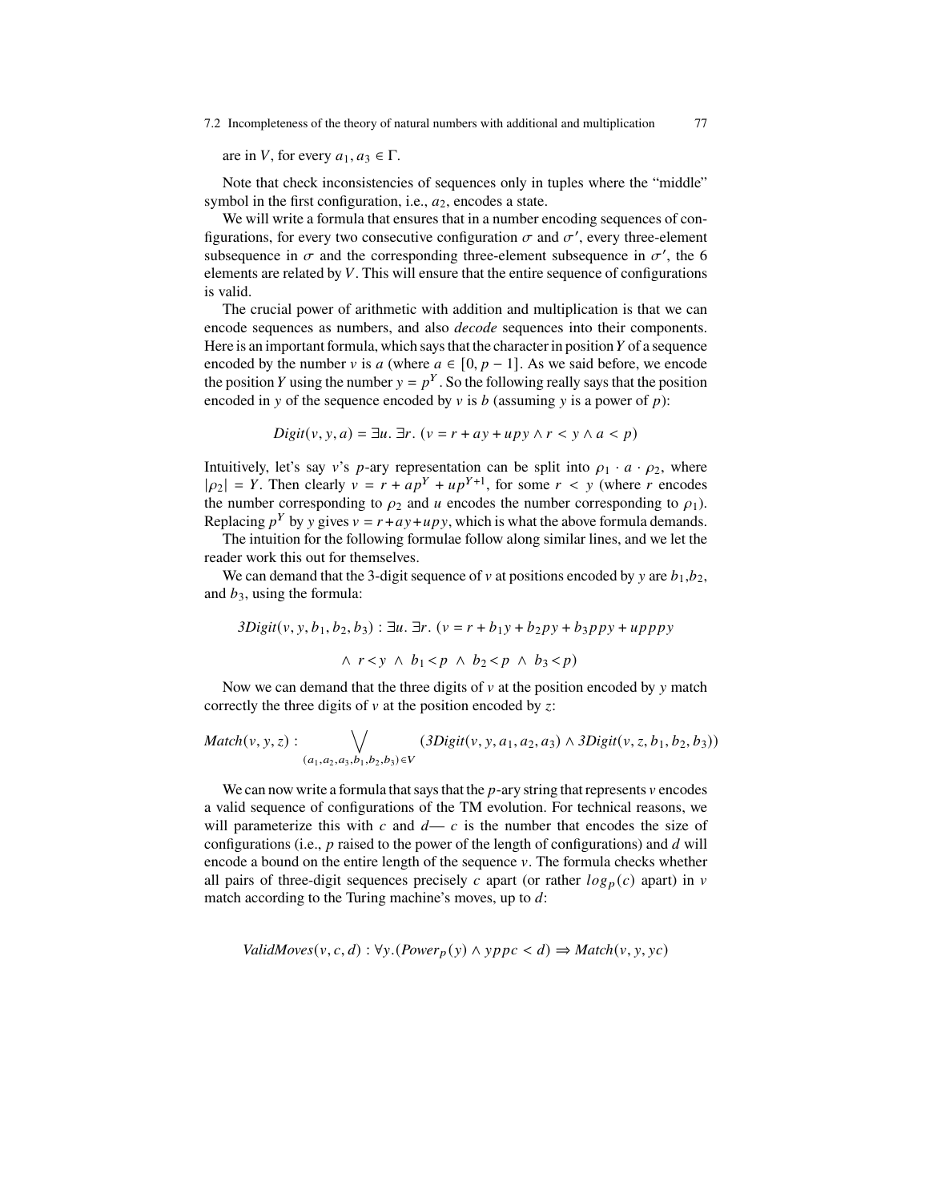are in $V$, for every $a_1, a_3 \in \Gamma$.

Note that check inconsistencies of sequences only in tuples where the "middle" symbol in the first configuration, i.e., $a_2$, encodes a state.

We will write a formula that ensures that in a number encoding sequences of configurations, for every two consecutive configuration $\sigma$ and $\sigma'$, every three-element subsequence in $\sigma$ and the corresponding three-element subsequence in $\sigma'$, the 6 elements are related by $V$. This will ensure that the entire sequence of configurations is valid.

The crucial power of arithmetic with addition and multiplication is that we can encode sequences as numbers, and also *decode* sequences into their components. Here is an important formula, which says that the character in position $Y$ of a sequence encoded by the number $v$ is $a$ (where $a \in [0, p-1]$. As we said before, we encode the position $Y$ using the number $y = p^Y$. So the following really says that the position encoded in $y$ of the sequence encoded by $v$ is $b$ (assuming $y$ is a power of $p$):

$$Digit(v, y, a) = \exists u.\ \exists r.\ (v = r + ay + upy \wedge r < y \wedge a < p)$$

Intuitively, let's say $v$'s $p$-ary representation can be split into $\rho_1 \cdot a \cdot \rho_2$, where $|\rho_2| = Y$. Then clearly $v = r + ap^Y + up^{Y+1}$, for some $r < y$ (where $r$ encodes the number corresponding to $\rho_2$ and $u$ encodes the number corresponding to $\rho_1$). Replacing $p^Y$ by $y$ gives $v = r + ay + upy$, which is what the above formula demands.

The intuition for the following formulae follow along similar lines, and we let the reader work this out for themselves.

We can demand that the 3-digit sequence of $v$ at positions encoded by $y$ are $b_1$,$b_2$, and $b_3$, using the formula:

$$3Digit(v, y, b_1, b_2, b_3) : \exists u.\ \exists r.\ (v = r + b_1 y + b_2 py + b_3 ppy + upppy$$
$$\wedge\ r < y\ \wedge\ b_1 < p\ \wedge\ b_2 < p\ \wedge\ b_3 < p)$$

Now we can demand that the three digits of $v$ at the position encoded by $y$ match correctly the three digits of $v$ at the position encoded by $z$:

$$Match(v, y, z) : \bigvee_{(a_1,a_2,a_3,b_1,b_2,b_3) \in V} (3Digit(v, y, a_1, a_2, a_3) \wedge 3Digit(v, z, b_1, b_2, b_3))$$

We can now write a formula that says that the $p$-ary string that represents $v$ encodes a valid sequence of configurations of the TM evolution. For technical reasons, we will parameterize this with $c$ and $d$— $c$ is the number that encodes the size of configurations (i.e., $p$ raised to the power of the length of configurations) and $d$ will encode a bound on the entire length of the sequence $v$. The formula checks whether all pairs of three-digit sequences precisely $c$ apart (or rather $log_p(c)$ apart) in $v$ match according to the Turing machine's moves, up to $d$:

$$ValidMoves(v, c, d) : \forall y.(Power_p(y) \wedge yppc < d) \Rightarrow Match(v, y, yc)$$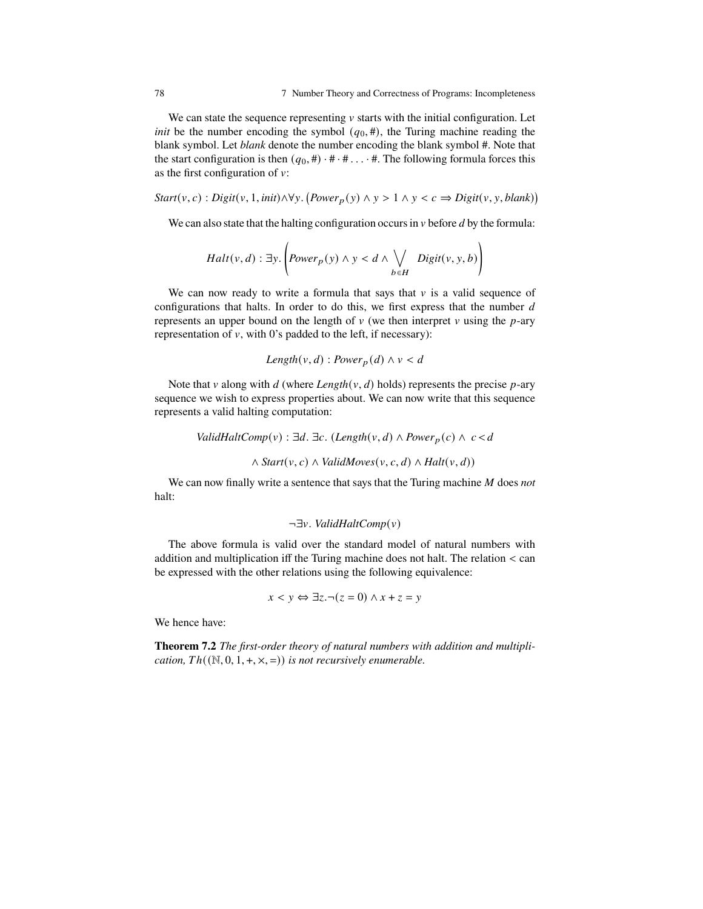We can state the sequence representing $v$ starts with the initial configuration. Let *init* be the number encoding the symbol $(q_0, \#)$, the Turing machine reading the blank symbol. Let *blank* denote the number encoding the blank symbol #. Note that the start configuration is then $(q_0, \#) \cdot \# \cdot \# \ldots \cdot \#$. The following formula forces this as the first configuration of $v$:

$$Start(v, c) : Digit(v, 1, init) \wedge \forall y. \big(Power_p(y) \wedge y > 1 \wedge y < c \Rightarrow Digit(v, y, blank)\big)$$

We can also state that the halting configuration occurs in $v$ before $d$ by the formula:

$$Halt(v, d) : \exists y. \left( Power_p(y) \wedge y < d \wedge \bigvee_{b \in H} Digit(v, y, b) \right)$$

We can now ready to write a formula that says that $v$ is a valid sequence of configurations that halts. In order to do this, we first express that the number $d$ represents an upper bound on the length of $v$ (we then interpret $v$ using the $p$-ary representation of $v$, with 0's padded to the left, if necessary):

$$Length(v, d) : Power_p(d) \wedge v < d$$

Note that $v$ along with $d$ (where $Length(v, d)$ holds) represents the precise $p$-ary sequence we wish to express properties about. We can now write that this sequence represents a valid halting computation:

$$ValidHaltComp(v) : \exists d.\, \exists c.\, (Length(v, d) \wedge Power_p(c) \wedge\ c < d$$

$$\wedge\ Start(v, c) \wedge ValidMoves(v, c, d) \wedge Halt(v, d))$$

We can now finally write a sentence that says that the Turing machine $M$ does *not* halt:

$$\neg \exists v.\, ValidHaltComp(v)$$

The above formula is valid over the standard model of natural numbers with addition and multiplication iff the Turing machine does not halt. The relation $<$ can be expressed with the other relations using the following equivalence:

$$x < y \Leftrightarrow \exists z. \neg(z = 0) \wedge x + z = y$$

We hence have:

**Theorem 7.2** *The first-order theory of natural numbers with addition and multiplication, $Th((\mathbb{N}, 0, 1, +, \times, =))$ is not recursively enumerable.*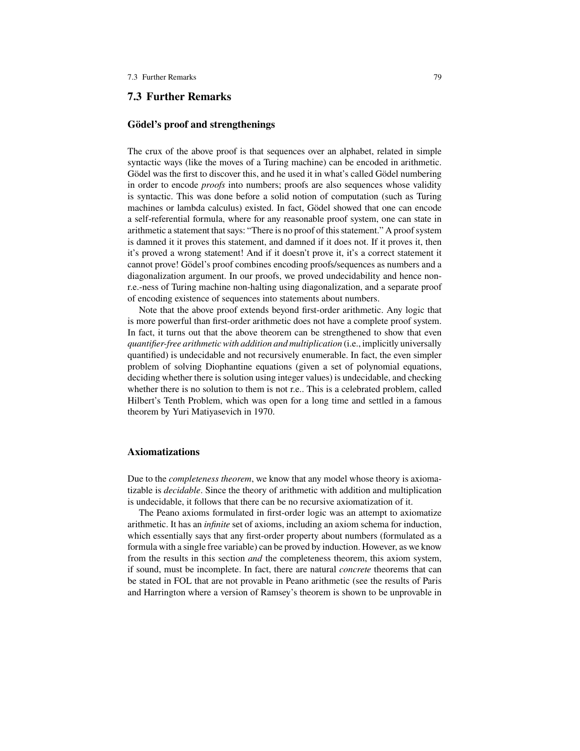## 7.3 Further Remarks

### Gödel's proof and strengthenings

The crux of the above proof is that sequences over an alphabet, related in simple syntactic ways (like the moves of a Turing machine) can be encoded in arithmetic. Gödel was the first to discover this, and he used it in what's called Gödel numbering in order to encode *proofs* into numbers; proofs are also sequences whose validity is syntactic. This was done before a solid notion of computation (such as Turing machines or lambda calculus) existed. In fact, Gödel showed that one can encode a self-referential formula, where for any reasonable proof system, one can state in arithmetic a statement that says: "There is no proof of this statement." A proof system is damned it it proves this statement, and damned if it does not. If it proves it, then it's proved a wrong statement! And if it doesn't prove it, it's a correct statement it cannot prove! Gödel's proof combines encoding proofs/sequences as numbers and a diagonalization argument. In our proofs, we proved undecidability and hence non-r.e.-ness of Turing machine non-halting using diagonalization, and a separate proof of encoding existence of sequences into statements about numbers.

Note that the above proof extends beyond first-order arithmetic. Any logic that is more powerful than first-order arithmetic does not have a complete proof system. In fact, it turns out that the above theorem can be strengthened to show that even *quantifier-free arithmetic with addition and multiplication* (i.e., implicitly universally quantified) is undecidable and not recursively enumerable. In fact, the even simpler problem of solving Diophantine equations (given a set of polynomial equations, deciding whether there is solution using integer values) is undecidable, and checking whether there is no solution to them is not r.e.. This is a celebrated problem, called Hilbert's Tenth Problem, which was open for a long time and settled in a famous theorem by Yuri Matiyasevich in 1970.

### Axiomatizations

Due to the *completeness theorem*, we know that any model whose theory is axiomatizable is *decidable*. Since the theory of arithmetic with addition and multiplication is undecidable, it follows that there can be no recursive axiomatization of it.

The Peano axioms formulated in first-order logic was an attempt to axiomatize arithmetic. It has an *infinite* set of axioms, including an axiom schema for induction, which essentially says that any first-order property about numbers (formulated as a formula with a single free variable) can be proved by induction. However, as we know from the results in this section *and* the completeness theorem, this axiom system, if sound, must be incomplete. In fact, there are natural *concrete* theorems that can be stated in FOL that are not provable in Peano arithmetic (see the results of Paris and Harrington where a version of Ramsey's theorem is shown to be unprovable in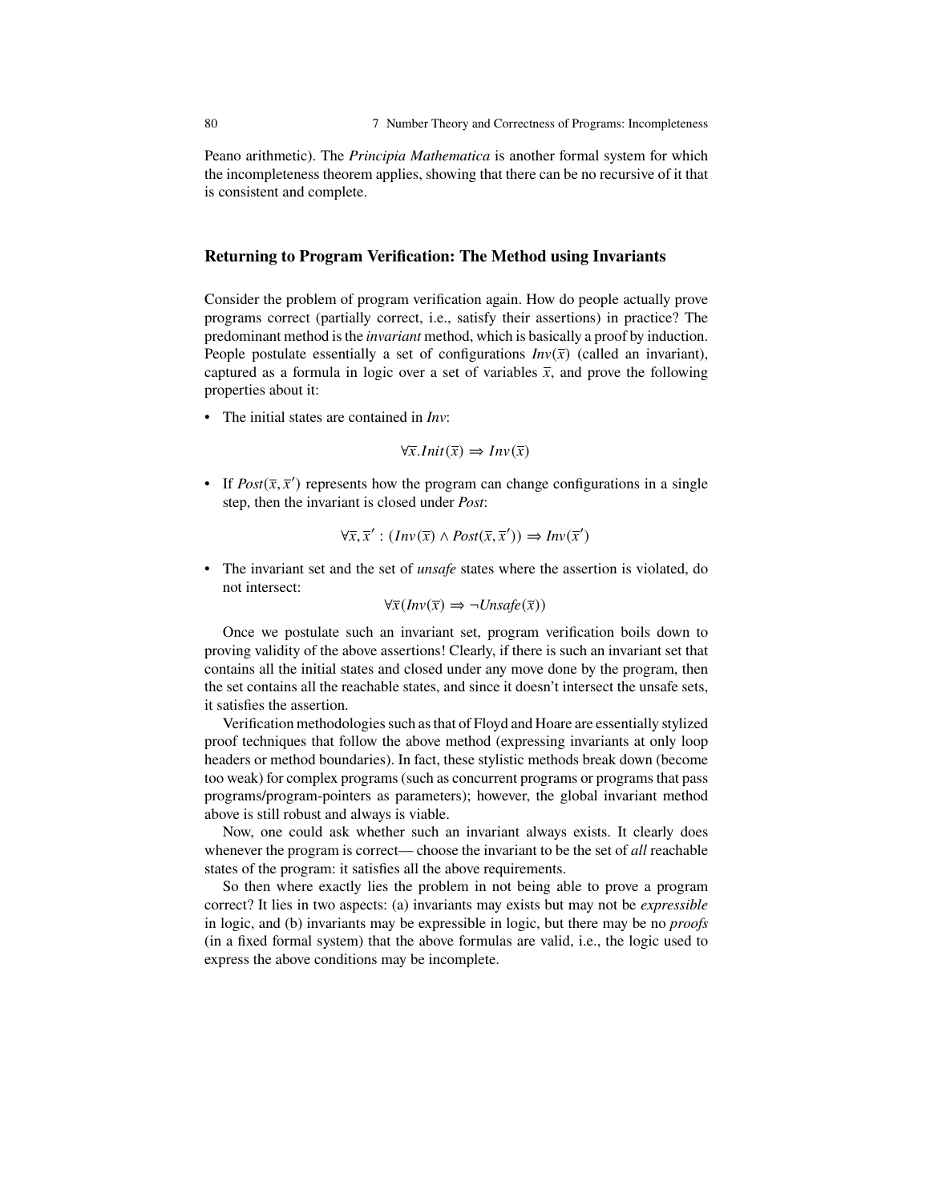Peano arithmetic). The *Principia Mathematica* is another formal system for which the incompleteness theorem applies, showing that there can be no recursive of it that is consistent and complete.

### Returning to Program Verification: The Method using Invariants

Consider the problem of program verification again. How do people actually prove programs correct (partially correct, i.e., satisfy their assertions) in practice? The predominant method is the *invariant* method, which is basically a proof by induction. People postulate essentially a set of configurations $Inv(\overline{x})$ (called an invariant), captured as a formula in logic over a set of variables $\overline{x}$, and prove the following properties about it:

- The initial states are contained in *Inv*:

$$\forall \overline{x}. Init(\overline{x}) \Rightarrow Inv(\overline{x})$$

- If $Post(\overline{x}, \overline{x}')$ represents how the program can change configurations in a single step, then the invariant is closed under *Post*:

$$\forall \overline{x}, \overline{x}' : (Inv(\overline{x}) \wedge Post(\overline{x}, \overline{x}')) \Rightarrow Inv(\overline{x}')$$

- The invariant set and the set of *unsafe* states where the assertion is violated, do not intersect:

$$\forall \overline{x}(Inv(\overline{x}) \Rightarrow \neg Unsafe(\overline{x}))$$

Once we postulate such an invariant set, program verification boils down to proving validity of the above assertions! Clearly, if there is such an invariant set that contains all the initial states and closed under any move done by the program, then the set contains all the reachable states, and since it doesn't intersect the unsafe sets, it satisfies the assertion.

Verification methodologies such as that of Floyd and Hoare are essentially stylized proof techniques that follow the above method (expressing invariants at only loop headers or method boundaries). In fact, these stylistic methods break down (become too weak) for complex programs (such as concurrent programs or programs that pass programs/program-pointers as parameters); however, the global invariant method above is still robust and always is viable.

Now, one could ask whether such an invariant always exists. It clearly does whenever the program is correct— choose the invariant to be the set of *all* reachable states of the program: it satisfies all the above requirements.

So then where exactly lies the problem in not being able to prove a program correct? It lies in two aspects: (a) invariants may exists but may not be *expressible* in logic, and (b) invariants may be expressible in logic, but there may be no *proofs* (in a fixed formal system) that the above formulas are valid, i.e., the logic used to express the above conditions may be incomplete.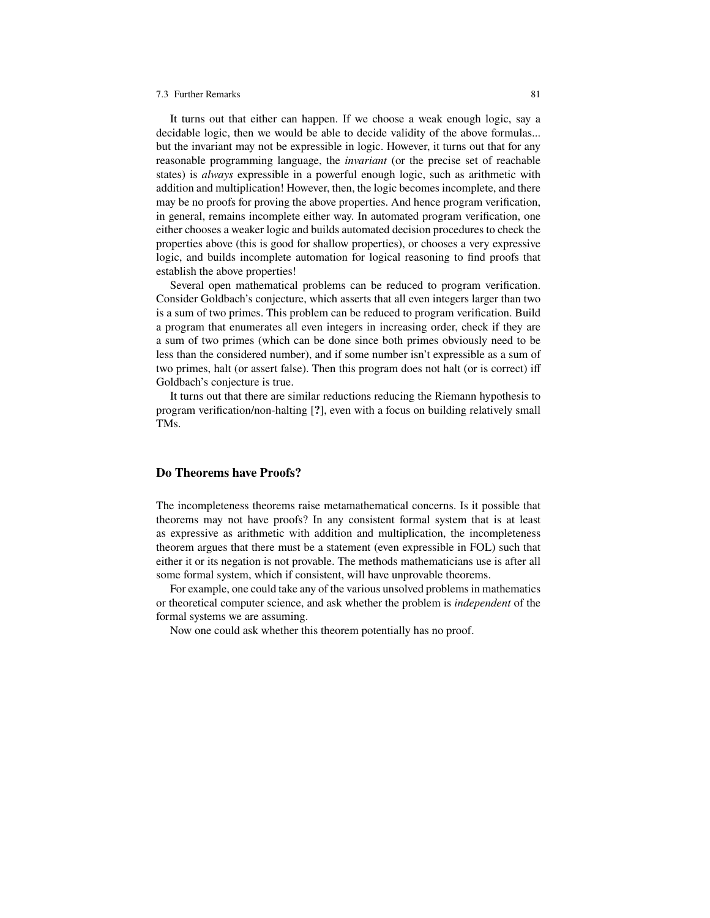It turns out that either can happen. If we choose a weak enough logic, say a decidable logic, then we would be able to decide validity of the above formulas... but the invariant may not be expressible in logic. However, it turns out that for any reasonable programming language, the *invariant* (or the precise set of reachable states) is *always* expressible in a powerful enough logic, such as arithmetic with addition and multiplication! However, then, the logic becomes incomplete, and there may be no proofs for proving the above properties. And hence program verification, in general, remains incomplete either way. In automated program verification, one either chooses a weaker logic and builds automated decision procedures to check the properties above (this is good for shallow properties), or chooses a very expressive logic, and builds incomplete automation for logical reasoning to find proofs that establish the above properties!

Several open mathematical problems can be reduced to program verification. Consider Goldbach's conjecture, which asserts that all even integers larger than two is a sum of two primes. This problem can be reduced to program verification. Build a program that enumerates all even integers in increasing order, check if they are a sum of two primes (which can be done since both primes obviously need to be less than the considered number), and if some number isn't expressible as a sum of two primes, halt (or assert false). Then this program does not halt (or is correct) iff Goldbach's conjecture is true.

It turns out that there are similar reductions reducing the Riemann hypothesis to program verification/non-halting [**?**], even with a focus on building relatively small TMs.

### Do Theorems have Proofs?

The incompleteness theorems raise metamathematical concerns. Is it possible that theorems may not have proofs? In any consistent formal system that is at least as expressive as arithmetic with addition and multiplication, the incompleteness theorem argues that there must be a statement (even expressible in FOL) such that either it or its negation is not provable. The methods mathematicians use is after all some formal system, which if consistent, will have unprovable theorems.

For example, one could take any of the various unsolved problems in mathematics or theoretical computer science, and ask whether the problem is *independent* of the formal systems we are assuming.

Now one could ask whether this theorem potentially has no proof.